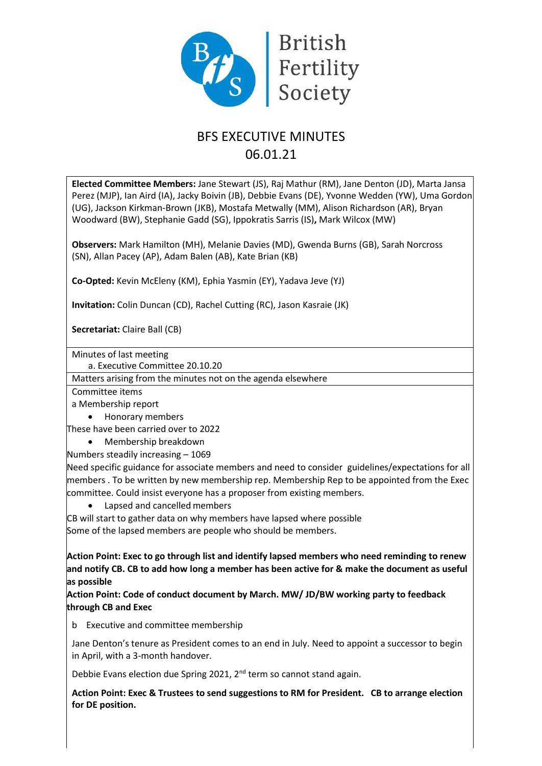# BFS EXECUTIVE MINUTES

## 06.01.21

**Elected Committee Members:** Jane Stewart (JS), Raj Mathur (RM), Jane Denton (JD), Marta Jansa Perez (MJP), Ian Aird (IA), Jacky Boivin (JB), Debbie Evans (DE), Yvonne Wedden (YW), Uma Gordon (UG), Jackson Kirkman-Brown (JKB), Mostafa Metwally (MM), Alison Richardson (AR), Bryan Woodward (BW), Stephanie Gadd (SG), Ippokratis Sarris (IS)**,** Mark Wilcox (MW)

**Observers:** Mark Hamilton (MH), Melanie Davies (MD), Gwenda Burns (GB), Sarah Norcross (SN), Allan Pacey (AP), Adam Balen (AB), Kate Brian (KB)

**Co-Opted:** Kevin McEleny (KM), Ephia Yasmin (EY), Yadava Jeve (YJ)

**Invitation:** Colin Duncan (CD), Rachel Cutting (RC), Jason Kasraie (JK)

**Secretariat:** Claire Ball (CB)

Minutes of last meeting

a. Executive Committee 20.10.20

Matters arising from the minutes not on the agenda elsewhere

Committee items

a Membership report

- Honorary members

These have been carried over to 2022

- Membership breakdown

Numbers steadily increasing – 1069

Need specific guidance for associate members and need to consider guidelines/expectations for all members . To be written by new membership rep. Membership Rep to be appointed from the Exec committee. Could insist everyone has a proposer from existing members.

- Lapsed and cancelled members

CB will start to gather data on why members have lapsed where possible

Some of the lapsed members are people who should be members.

**Action Point: Exec to go through list and identify lapsed members who need reminding to renew and notify CB. CB to add how long a member has been active for & make the document as useful as possible**

**Action Point: Code of conduct document by March. MW/ JD/BW working party to feedback through CB and Exec**

b Executive and committee membership

Jane Denton's tenure as President comes to an end in July. Need to appoint a successor to begin in April, with a 3-month handover.

Debbie Evans election due Spring 2021, 2nd term so cannot stand again.

**Action Point: Exec & Trustees to send suggestions to RM for President. CB to arrange election for DE position.**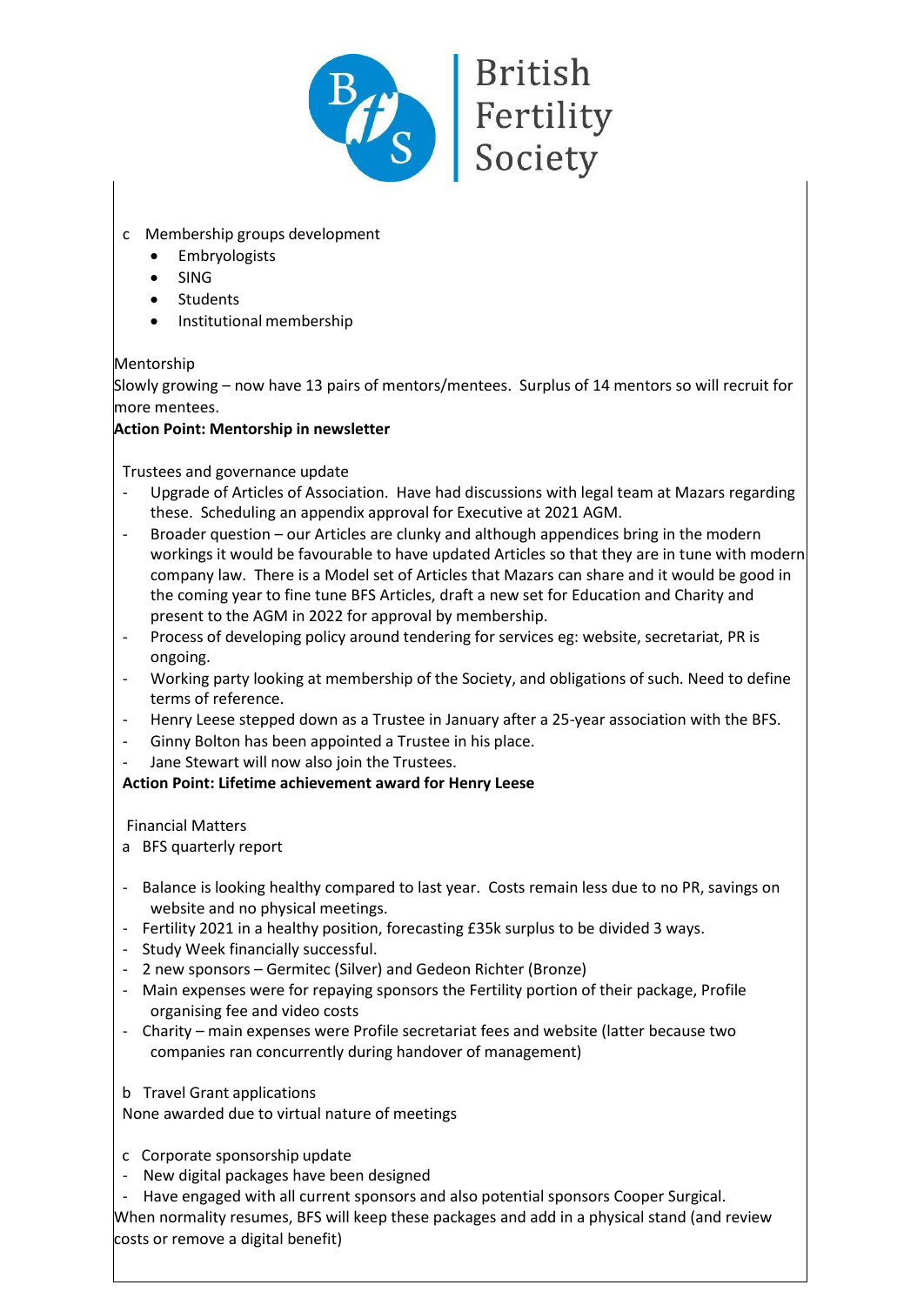c Membership groups development

- Embryologists
- SING
- Students
- Institutional membership

Mentorship

Slowly growing – now have 13 pairs of mentors/mentees. Surplus of 14 mentors so will recruit for more mentees.

**Action Point: Mentorship in newsletter**

Trustees and governance update

- Upgrade of Articles of Association. Have had discussions with legal team at Mazars regarding these. Scheduling an appendix approval for Executive at 2021 AGM.
- Broader question – our Articles are clunky and although appendices bring in the modern workings it would be favourable to have updated Articles so that they are in tune with modern company law. There is a Model set of Articles that Mazars can share and it would be good in the coming year to fine tune BFS Articles, draft a new set for Education and Charity and present to the AGM in 2022 for approval by membership.
- Process of developing policy around tendering for services eg: website, secretariat, PR is ongoing.
- Working party looking at membership of the Society, and obligations of such. Need to define terms of reference.
- Henry Leese stepped down as a Trustee in January after a 25-year association with the BFS.
- Ginny Bolton has been appointed a Trustee in his place.
- Jane Stewart will now also join the Trustees.

**Action Point: Lifetime achievement award for Henry Leese**

Financial Matters

a BFS quarterly report

- Balance is looking healthy compared to last year. Costs remain less due to no PR, savings on website and no physical meetings.
- Fertility 2021 in a healthy position, forecasting £35k surplus to be divided 3 ways.
- Study Week financially successful.
- 2 new sponsors – Germitec (Silver) and Gedeon Richter (Bronze)
- Main expenses were for repaying sponsors the Fertility portion of their package, Profile organising fee and video costs
- Charity – main expenses were Profile secretariat fees and website (latter because two companies ran concurrently during handover of management)

b Travel Grant applications

None awarded due to virtual nature of meetings

c Corporate sponsorship update

- New digital packages have been designed
- Have engaged with all current sponsors and also potential sponsors Cooper Surgical.

When normality resumes, BFS will keep these packages and add in a physical stand (and review costs or remove a digital benefit)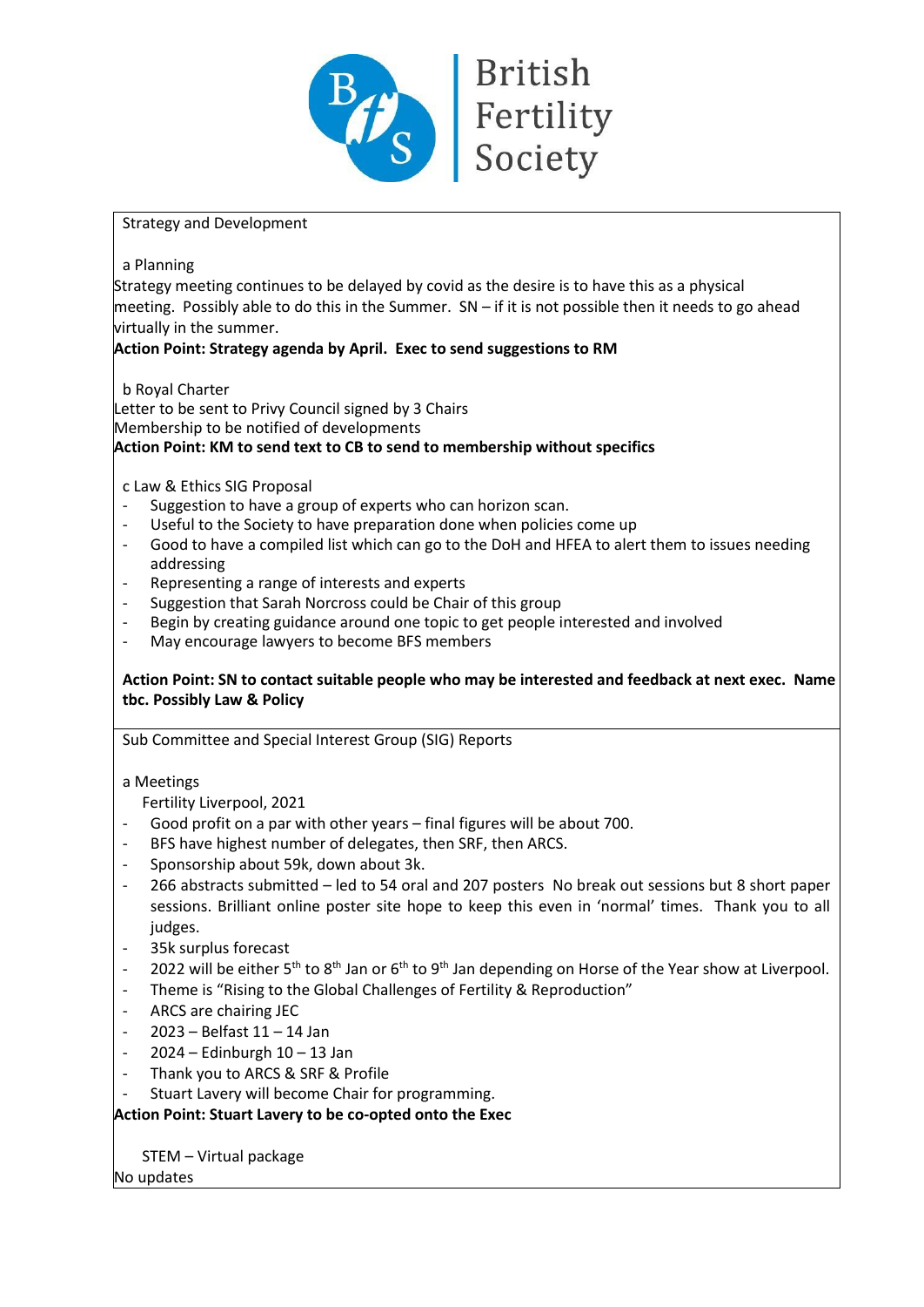Strategy and Development

a Planning

Strategy meeting continues to be delayed by covid as the desire is to have this as a physical meeting. Possibly able to do this in the Summer. SN – if it is not possible then it needs to go ahead virtually in the summer.

**Action Point: Strategy agenda by April. Exec to send suggestions to RM**

b Royal Charter

Letter to be sent to Privy Council signed by 3 Chairs
Membership to be notified of developments

**Action Point: KM to send text to CB to send to membership without specifics**

c Law & Ethics SIG Proposal

- Suggestion to have a group of experts who can horizon scan.
- Useful to the Society to have preparation done when policies come up
- Good to have a compiled list which can go to the DoH and HFEA to alert them to issues needing addressing
- Representing a range of interests and experts
- Suggestion that Sarah Norcross could be Chair of this group
- Begin by creating guidance around one topic to get people interested and involved
- May encourage lawyers to become BFS members

**Action Point: SN to contact suitable people who may be interested and feedback at next exec. Name tbc. Possibly Law & Policy**

Sub Committee and Special Interest Group (SIG) Reports

a Meetings

Fertility Liverpool, 2021

- Good profit on a par with other years – final figures will be about 700.
- BFS have highest number of delegates, then SRF, then ARCS.
- Sponsorship about 59k, down about 3k.
- 266 abstracts submitted – led to 54 oral and 207 posters No break out sessions but 8 short paper sessions. Brilliant online poster site hope to keep this even in 'normal' times. Thank you to all judges.
- 35k surplus forecast
- 2022 will be either 5th to 8th Jan or 6th to 9th Jan depending on Horse of the Year show at Liverpool.
- Theme is "Rising to the Global Challenges of Fertility & Reproduction"
- ARCS are chairing JEC
- 2023 – Belfast 11 – 14 Jan
- 2024 – Edinburgh 10 – 13 Jan
- Thank you to ARCS & SRF & Profile
- Stuart Lavery will become Chair for programming.

**Action Point: Stuart Lavery to be co-opted onto the Exec**

STEM – Virtual package

No updates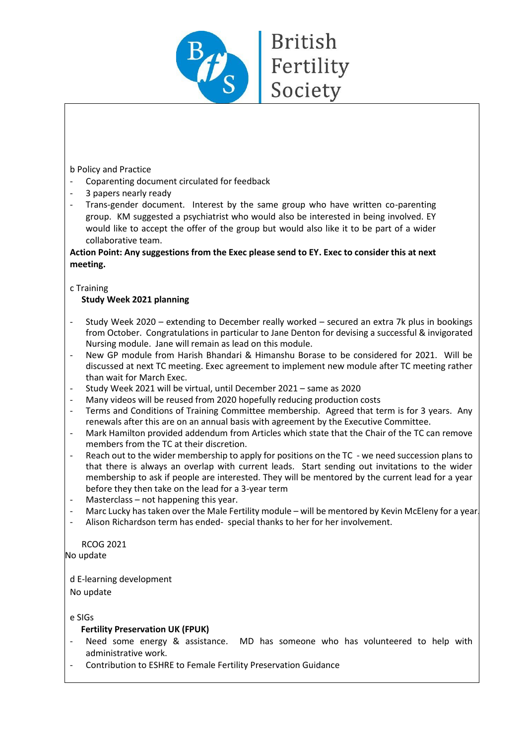b Policy and Practice

- Coparenting document circulated for feedback
- 3 papers nearly ready
- Trans-gender document. Interest by the same group who have written co-parenting group. KM suggested a psychiatrist who would also be interested in being involved. EY would like to accept the offer of the group but would also like it to be part of a wider collaborative team.

**Action Point: Any suggestions from the Exec please send to EY. Exec to consider this at next meeting.**

c Training

**Study Week 2021 planning**

- Study Week 2020 – extending to December really worked – secured an extra 7k plus in bookings from October. Congratulations in particular to Jane Denton for devising a successful & invigorated Nursing module. Jane will remain as lead on this module.
- New GP module from Harish Bhandari & Himanshu Borase to be considered for 2021. Will be discussed at next TC meeting. Exec agreement to implement new module after TC meeting rather than wait for March Exec.
- Study Week 2021 will be virtual, until December 2021 – same as 2020
- Many videos will be reused from 2020 hopefully reducing production costs
- Terms and Conditions of Training Committee membership. Agreed that term is for 3 years. Any renewals after this are on an annual basis with agreement by the Executive Committee.
- Mark Hamilton provided addendum from Articles which state that the Chair of the TC can remove members from the TC at their discretion.
- Reach out to the wider membership to apply for positions on the TC - we need succession plans to that there is always an overlap with current leads. Start sending out invitations to the wider membership to ask if people are interested. They will be mentored by the current lead for a year before they then take on the lead for a 3-year term
- Masterclass – not happening this year.
- Marc Lucky has taken over the Male Fertility module – will be mentored by Kevin McEleny for a year.
- Alison Richardson term has ended- special thanks to her for her involvement.

RCOG 2021

No update

d E-learning development

No update

e SIGs

**Fertility Preservation UK (FPUK)**

- Need some energy & assistance. MD has someone who has volunteered to help with administrative work.
- Contribution to ESHRE to Female Fertility Preservation Guidance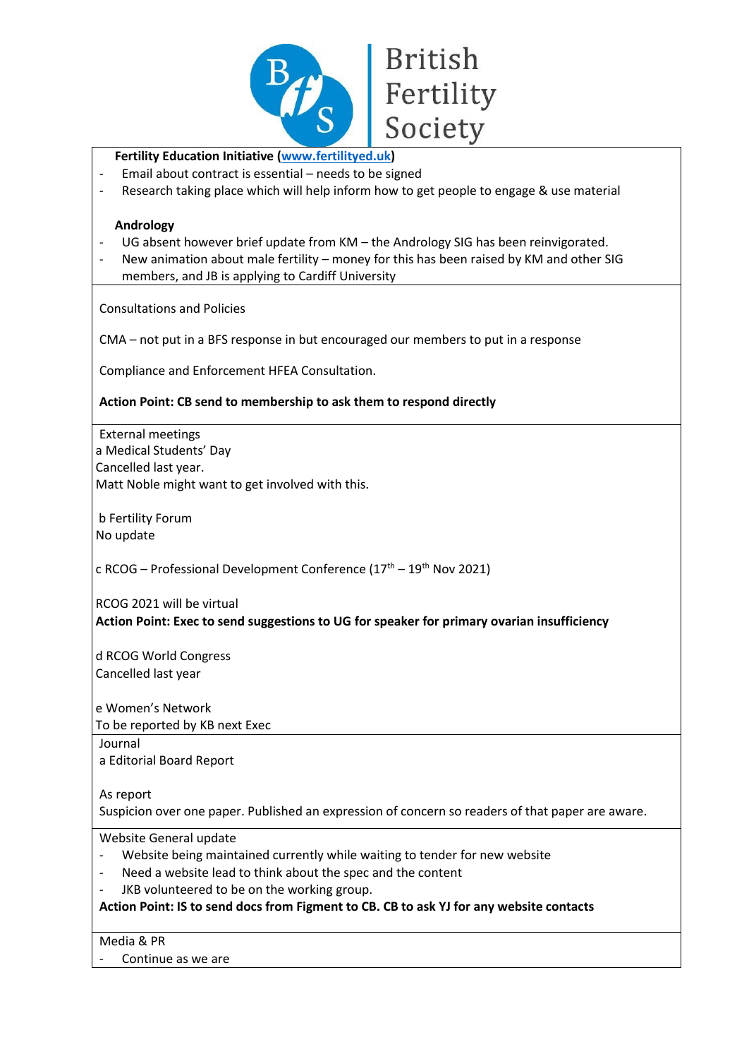**Fertility Education Initiative ([www.fertilityed.uk](www.fertilityed.uk))**

- Email about contract is essential – needs to be signed
- Research taking place which will help inform how to get people to engage & use material

**Andrology**

- UG absent however brief update from KM – the Andrology SIG has been reinvigorated.
- New animation about male fertility – money for this has been raised by KM and other SIG members, and JB is applying to Cardiff University

Consultations and Policies

CMA – not put in a BFS response in but encouraged our members to put in a response

Compliance and Enforcement HFEA Consultation.

**Action Point: CB send to membership to ask them to respond directly**

External meetings

a Medical Students' Day

Cancelled last year.

Matt Noble might want to get involved with this.

b Fertility Forum

No update

c RCOG – Professional Development Conference (17th – 19th Nov 2021)

RCOG 2021 will be virtual

**Action Point: Exec to send suggestions to UG for speaker for primary ovarian insufficiency**

d RCOG World Congress

Cancelled last year

e Women's Network

To be reported by KB next Exec

Journal

a Editorial Board Report

As report

Suspicion over one paper. Published an expression of concern so readers of that paper are aware.

Website General update

- Website being maintained currently while waiting to tender for new website
- Need a website lead to think about the spec and the content
- JKB volunteered to be on the working group.

**Action Point: IS to send docs from Figment to CB. CB to ask YJ for any website contacts**

Media & PR

- Continue as we are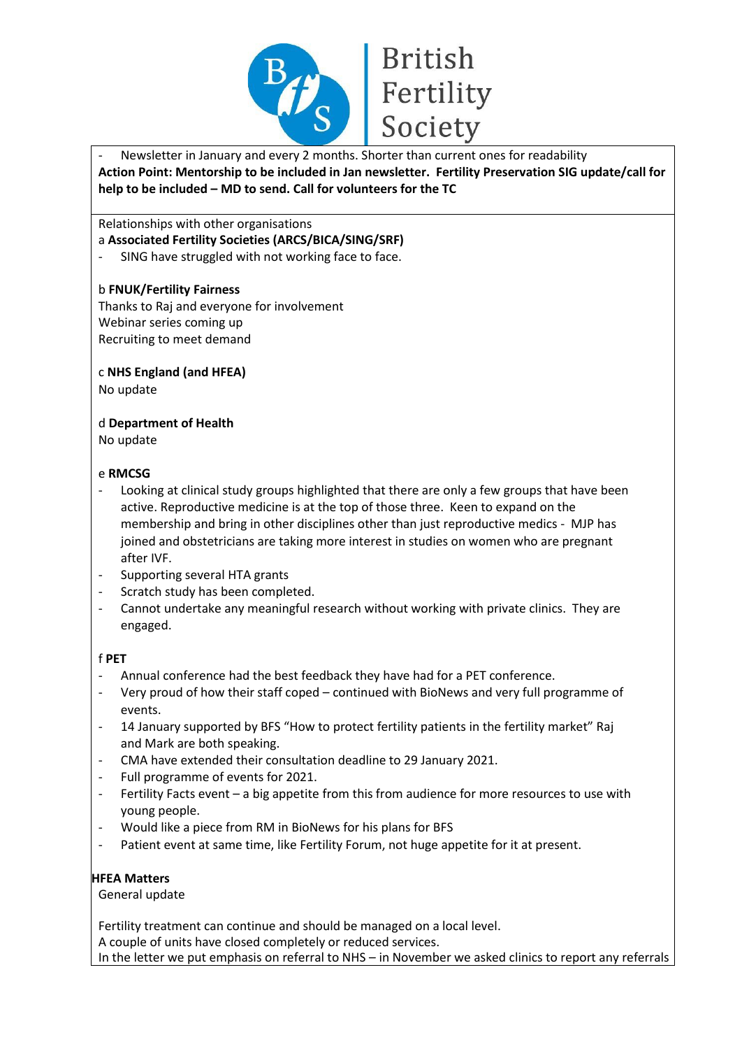- Newsletter in January and every 2 months. Shorter than current ones for readability

**Action Point: Mentorship to be included in Jan newsletter. Fertility Preservation SIG update/call for help to be included – MD to send. Call for volunteers for the TC**

Relationships with other organisations

a **Associated Fertility Societies (ARCS/BICA/SING/SRF)**

- SING have struggled with not working face to face.

b **FNUK/Fertility Fairness**

Thanks to Raj and everyone for involvement
Webinar series coming up
Recruiting to meet demand

c **NHS England (and HFEA)**

No update

d **Department of Health**

No update

e **RMCSG**

- Looking at clinical study groups highlighted that there are only a few groups that have been active. Reproductive medicine is at the top of those three. Keen to expand on the membership and bring in other disciplines other than just reproductive medics - MJP has joined and obstetricians are taking more interest in studies on women who are pregnant after IVF.
- Supporting several HTA grants
- Scratch study has been completed.
- Cannot undertake any meaningful research without working with private clinics. They are engaged.

f **PET**

- Annual conference had the best feedback they have had for a PET conference.
- Very proud of how their staff coped – continued with BioNews and very full programme of events.
- 14 January supported by BFS "How to protect fertility patients in the fertility market" Raj and Mark are both speaking.
- CMA have extended their consultation deadline to 29 January 2021.
- Full programme of events for 2021.
- Fertility Facts event – a big appetite from this from audience for more resources to use with young people.
- Would like a piece from RM in BioNews for his plans for BFS
- Patient event at same time, like Fertility Forum, not huge appetite for it at present.

**HFEA Matters**

General update

Fertility treatment can continue and should be managed on a local level.
A couple of units have closed completely or reduced services.
In the letter we put emphasis on referral to NHS – in November we asked clinics to report any referrals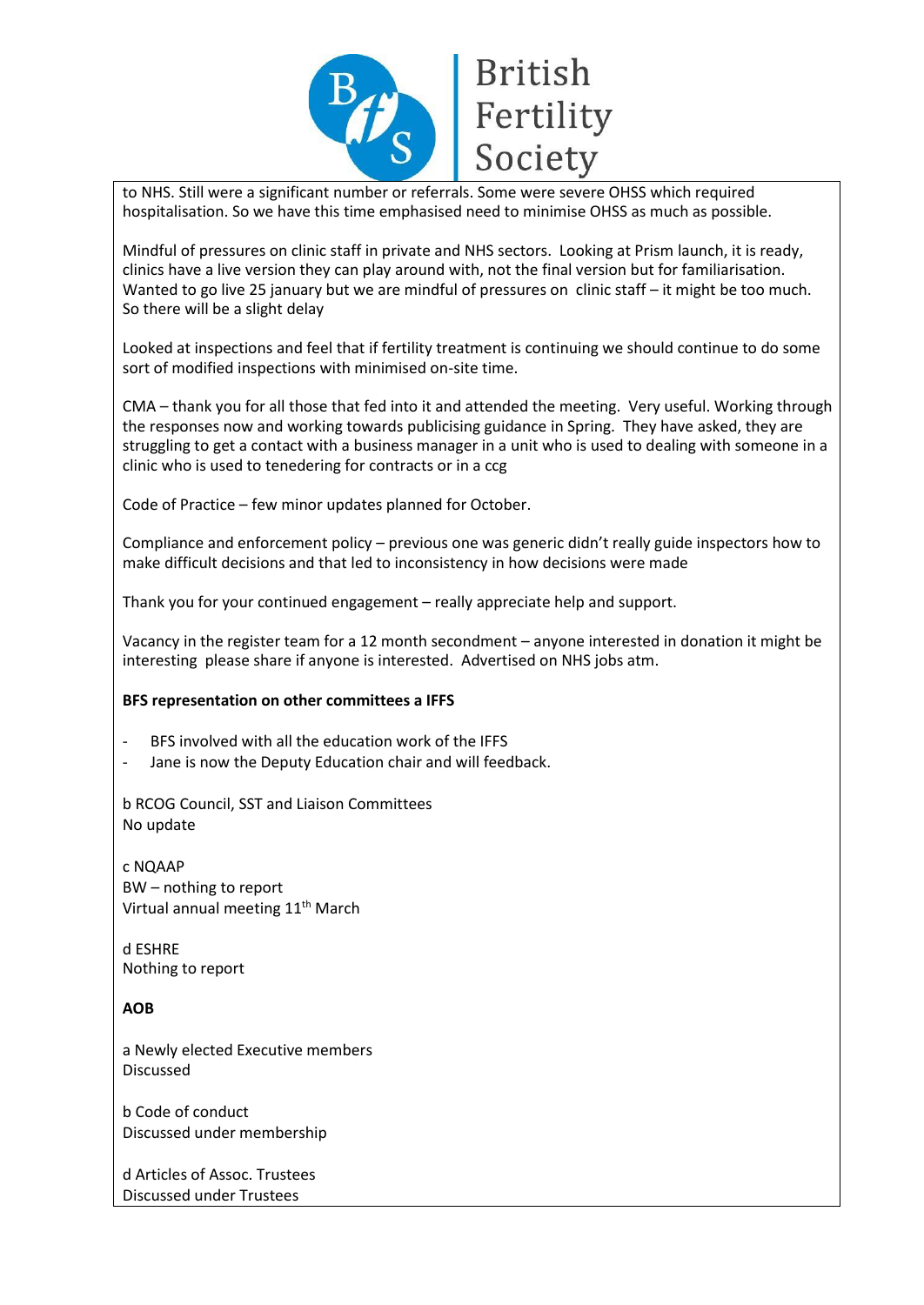to NHS. Still were a significant number or referrals. Some were severe OHSS which required hospitalisation. So we have this time emphasised need to minimise OHSS as much as possible.

Mindful of pressures on clinic staff in private and NHS sectors. Looking at Prism launch, it is ready, clinics have a live version they can play around with, not the final version but for familiarisation. Wanted to go live 25 january but we are mindful of pressures on clinic staff – it might be too much. So there will be a slight delay

Looked at inspections and feel that if fertility treatment is continuing we should continue to do some sort of modified inspections with minimised on-site time.

CMA – thank you for all those that fed into it and attended the meeting. Very useful. Working through the responses now and working towards publicising guidance in Spring. They have asked, they are struggling to get a contact with a business manager in a unit who is used to dealing with someone in a clinic who is used to tenedering for contracts or in a ccg

Code of Practice – few minor updates planned for October.

Compliance and enforcement policy – previous one was generic didn't really guide inspectors how to make difficult decisions and that led to inconsistency in how decisions were made

Thank you for your continued engagement – really appreciate help and support.

Vacancy in the register team for a 12 month secondment – anyone interested in donation it might be interesting please share if anyone is interested. Advertised on NHS jobs atm.

**BFS representation on other committees a IFFS**

- BFS involved with all the education work of the IFFS
- Jane is now the Deputy Education chair and will feedback.

b RCOG Council, SST and Liaison Committees
No update

c NQAAP
BW – nothing to report
Virtual annual meeting 11th March

d ESHRE
Nothing to report

**AOB**

a Newly elected Executive members
Discussed

b Code of conduct
Discussed under membership

d Articles of Assoc. Trustees
Discussed under Trustees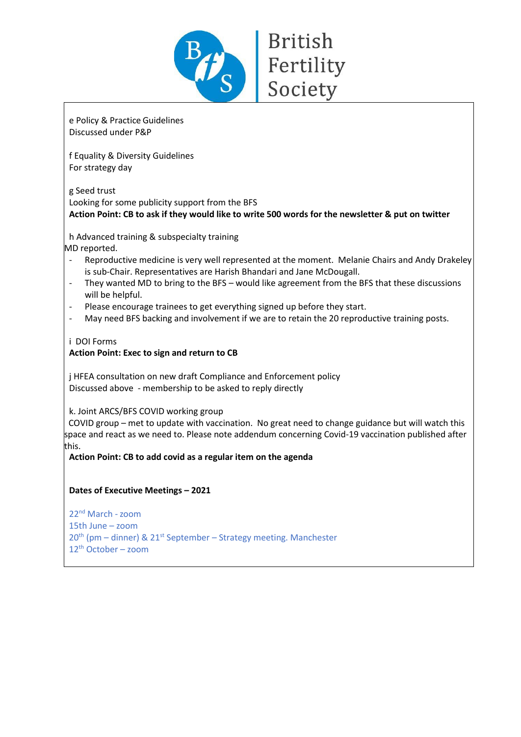e Policy & Practice Guidelines
Discussed under P&P

f Equality & Diversity Guidelines
For strategy day

g Seed trust
Looking for some publicity support from the BFS
**Action Point: CB to ask if they would like to write 500 words for the newsletter & put on twitter**

h Advanced training & subspecialty training
MD reported.

- Reproductive medicine is very well represented at the moment. Melanie Chairs and Andy Drakeley is sub-Chair. Representatives are Harish Bhandari and Jane McDougall.
- They wanted MD to bring to the BFS – would like agreement from the BFS that these discussions will be helpful.
- Please encourage trainees to get everything signed up before they start.
- May need BFS backing and involvement if we are to retain the 20 reproductive training posts.

i DOI Forms
**Action Point: Exec to sign and return to CB**

j HFEA consultation on new draft Compliance and Enforcement policy
Discussed above - membership to be asked to reply directly

k. Joint ARCS/BFS COVID working group
COVID group – met to update with vaccination. No great need to change guidance but will watch this space and react as we need to. Please note addendum concerning Covid-19 vaccination published after this.
**Action Point: CB to add covid as a regular item on the agenda**

**Dates of Executive Meetings – 2021**

22nd March - zoom
15th June – zoom
20th (pm – dinner) & 21st September – Strategy meeting. Manchester
12th October – zoom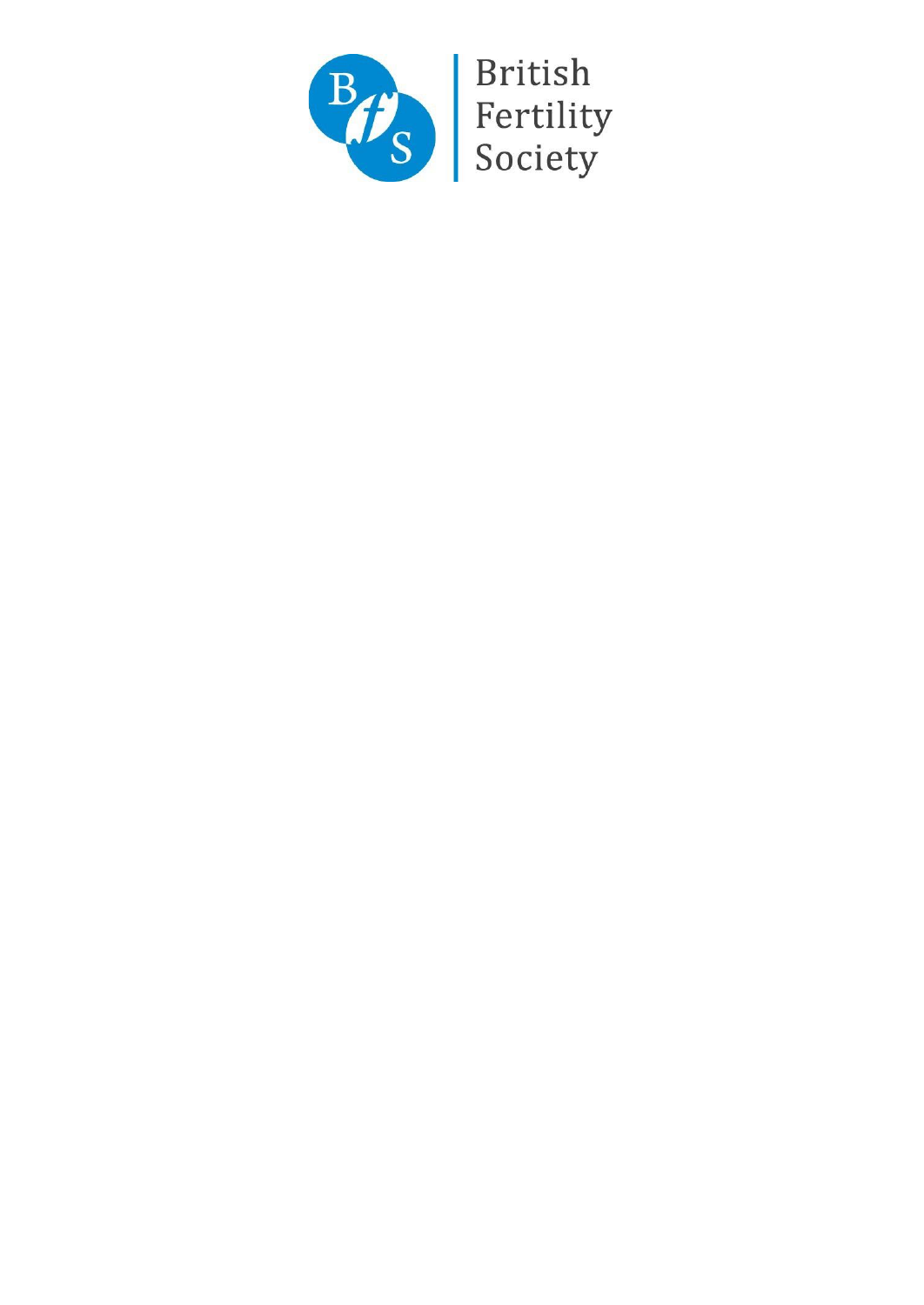British Fertility Society